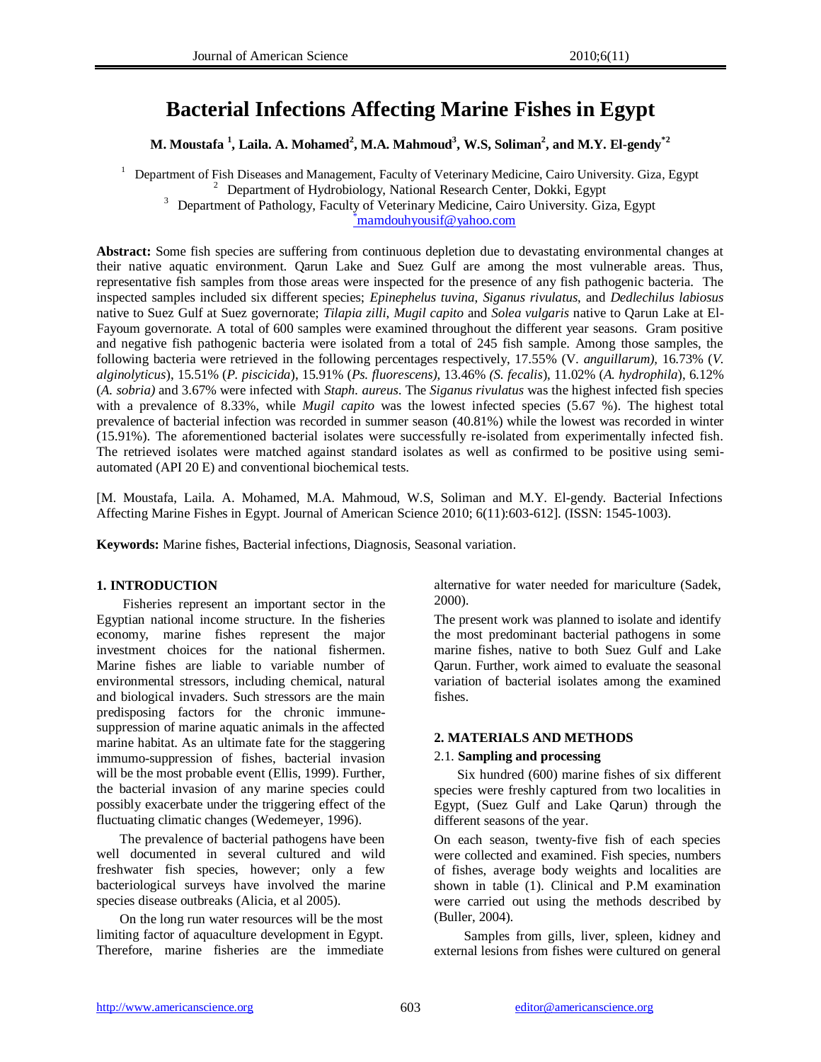# Bacterial Infections Affecting Marine Fishes in Egypt

**M. Moustafa [1], Laila. A. Mohamed[2], M.A. Mahmoud[3], W.S, Soliman[2], and M.Y. El-gendy[*2]**

[1] Department of Fish Diseases and Management, Faculty of Veterinary Medicine, Cairo University. Giza, Egypt
[2] Department of Hydrobiology, National Research Center, Dokki, Egypt
[3] Department of Pathology, Faculty of Veterinary Medicine, Cairo University. Giza, Egypt
[*]mamdouhyousif@yahoo.com

**Abstract:** Some fish species are suffering from continuous depletion due to devastating environmental changes at their native aquatic environment. Qarun Lake and Suez Gulf are among the most vulnerable areas. Thus, representative fish samples from those areas were inspected for the presence of any fish pathogenic bacteria. The inspected samples included six different species; *Epinephelus tuvina*, *Siganus rivulatus*, and *Dedlechilus labiosus* native to Suez Gulf at Suez governorate; *Tilapia zilli*, *Mugil capito* and *Solea vulgaris* native to Qarun Lake at El-Fayoum governorate. A total of 600 samples were examined throughout the different year seasons. Gram positive and negative fish pathogenic bacteria were isolated from a total of 245 fish sample. Among those samples, the following bacteria were retrieved in the following percentages respectively, 17.55% (V. *anguillarum)*, 16.73% (*V. alginolyticus*), 15.51% (*P. piscicida*), 15.91% (*Ps. fluorescens)*, 13.46% *(S. fecalis*), 11.02% (*A. hydrophila*), 6.12% (*A. sobria)* and 3.67% were infected with *Staph. aureus*. The *Siganus rivulatus* was the highest infected fish species with a prevalence of 8.33%, while *Mugil capito* was the lowest infected species (5.67 %). The highest total prevalence of bacterial infection was recorded in summer season (40.81%) while the lowest was recorded in winter (15.91%). The aforementioned bacterial isolates were successfully re-isolated from experimentally infected fish. The retrieved isolates were matched against standard isolates as well as confirmed to be positive using semi-automated (API 20 E) and conventional biochemical tests.

[M. Moustafa, Laila. A. Mohamed, M.A. Mahmoud, W.S, Soliman and M.Y. El-gendy. Bacterial Infections Affecting Marine Fishes in Egypt. Journal of American Science 2010; 6(11):603-612]. (ISSN: 1545-1003).

**Keywords:** Marine fishes, Bacterial infections, Diagnosis, Seasonal variation.

## 1. INTRODUCTION

Fisheries represent an important sector in the Egyptian national income structure. In the fisheries economy, marine fishes represent the major investment choices for the national fishermen. Marine fishes are liable to variable number of environmental stressors, including chemical, natural and biological invaders. Such stressors are the main predisposing factors for the chronic immune-suppression of marine aquatic animals in the affected marine habitat. As an ultimate fate for the staggering immumo-suppression of fishes, bacterial invasion will be the most probable event (Ellis, 1999). Further, the bacterial invasion of any marine species could possibly exacerbate under the triggering effect of the fluctuating climatic changes (Wedemeyer, 1996).

The prevalence of bacterial pathogens have been well documented in several cultured and wild freshwater fish species, however; only a few bacteriological surveys have involved the marine species disease outbreaks (Alicia, et al 2005).

On the long run water resources will be the most limiting factor of aquaculture development in Egypt. Therefore, marine fisheries are the immediate alternative for water needed for mariculture (Sadek, 2000).

The present work was planned to isolate and identify the most predominant bacterial pathogens in some marine fishes, native to both Suez Gulf and Lake Qarun. Further, work aimed to evaluate the seasonal variation of bacterial isolates among the examined fishes.

## 2. MATERIALS AND METHODS

### 2.1. Sampling and processing

Six hundred (600) marine fishes of six different species were freshly captured from two localities in Egypt, (Suez Gulf and Lake Qarun) through the different seasons of the year.

On each season, twenty-five fish of each species were collected and examined. Fish species, numbers of fishes, average body weights and localities are shown in table (1). Clinical and P.M examination were carried out using the methods described by (Buller, 2004).

Samples from gills, liver, spleen, kidney and external lesions from fishes were cultured on general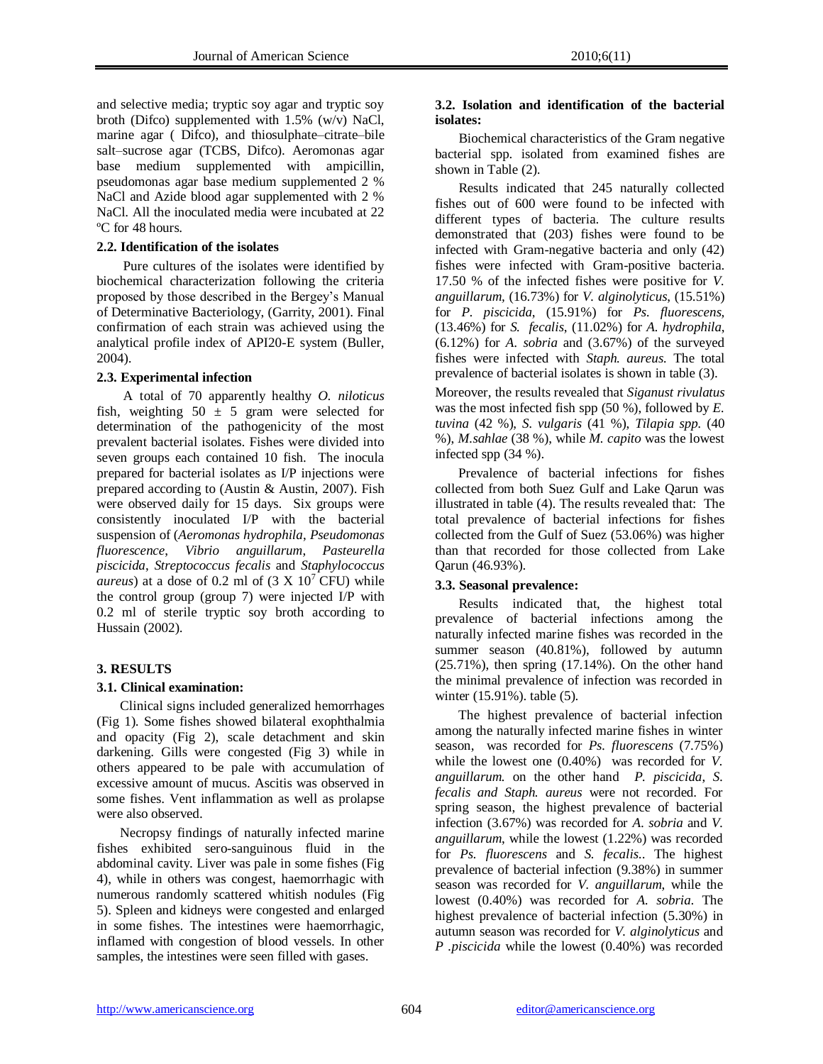and selective media; tryptic soy agar and tryptic soy broth (Difco) supplemented with 1.5% (w/v) NaCl, marine agar ( Difco), and thiosulphate–citrate–bile salt–sucrose agar (TCBS, Difco). Aeromonas agar base medium supplemented with ampicillin, pseudomonas agar base medium supplemented 2 % NaCl and Azide blood agar supplemented with 2 % NaCl. All the inoculated media were incubated at 22 ºC for 48 hours.

### 2.2. Identification of the isolates

Pure cultures of the isolates were identified by biochemical characterization following the criteria proposed by those described in the Bergey's Manual of Determinative Bacteriology, (Garrity, 2001). Final confirmation of each strain was achieved using the analytical profile index of API20-E system (Buller, 2004).

### 2.3. Experimental infection

A total of 70 apparently healthy *O. niloticus* fish, weighting 50 ± 5 gram were selected for determination of the pathogenicity of the most prevalent bacterial isolates. Fishes were divided into seven groups each contained 10 fish. The inocula prepared for bacterial isolates as I/P injections were prepared according to (Austin & Austin, 2007). Fish were observed daily for 15 days. Six groups were consistently inoculated I/P with the bacterial suspension of (*Aeromonas hydrophila*, *Pseudomonas fluorescence*, *Vibrio anguillarum*, *Pasteurella piscicida*, *Streptococcus fecalis* and *Staphylococcus aureus*) at a dose of 0.2 ml of ($3 \times 10^7$ CFU) while the control group (group 7) were injected I/P with 0.2 ml of sterile tryptic soy broth according to Hussain (2002).

## 3. RESULTS

### 3.1. Clinical examination:

Clinical signs included generalized hemorrhages (Fig 1). Some fishes showed bilateral exophthalmia and opacity (Fig 2), scale detachment and skin darkening. Gills were congested (Fig 3) while in others appeared to be pale with accumulation of excessive amount of mucus. Ascitis was observed in some fishes. Vent inflammation as well as prolapse were also observed.

Necropsy findings of naturally infected marine fishes exhibited sero-sanguinous fluid in the abdominal cavity. Liver was pale in some fishes (Fig 4), while in others was congest, haemorrhagic with numerous randomly scattered whitish nodules (Fig 5). Spleen and kidneys were congested and enlarged in some fishes. The intestines were haemorrhagic, inflamed with congestion of blood vessels. In other samples, the intestines were seen filled with gases.

### 3.2. Isolation and identification of the bacterial isolates:

Biochemical characteristics of the Gram negative bacterial spp. isolated from examined fishes are shown in Table (2).

Results indicated that 245 naturally collected fishes out of 600 were found to be infected with different types of bacteria. The culture results demonstrated that (203) fishes were found to be infected with Gram-negative bacteria and only (42) fishes were infected with Gram-positive bacteria. 17.50 % of the infected fishes were positive for *V. anguillarum,* (16.73%) for *V. alginolyticus*, (15.51%) for *P. piscicida*, (15.91%) for *Ps. fluorescens,* (13.46%) for *S. fecalis*, (11.02%) for *A. hydrophila*, (6.12%) for *A. sobria* and (3.67%) of the surveyed fishes were infected with *Staph. aureus.* The total prevalence of bacterial isolates is shown in table (3).

Moreover, the results revealed that *Siganust rivulatus* was the most infected fish spp (50 %), followed by *E. tuvina* (42 %), *S. vulgaris* (41 %), *Tilapia spp.* (40 %), *M.sahlae* (38 %), while *M. capito* was the lowest infected spp (34 %).

Prevalence of bacterial infections for fishes collected from both Suez Gulf and Lake Qarun was illustrated in table (4). The results revealed that: The total prevalence of bacterial infections for fishes collected from the Gulf of Suez (53.06%) was higher than that recorded for those collected from Lake Qarun (46.93%).

### 3.3. Seasonal prevalence:

Results indicated that, the highest total prevalence of bacterial infections among the naturally infected marine fishes was recorded in the summer season (40.81%), followed by autumn (25.71%), then spring (17.14%). On the other hand the minimal prevalence of infection was recorded in winter (15.91%). table (5).

The highest prevalence of bacterial infection among the naturally infected marine fishes in winter season, was recorded for *Ps. fluorescens* (7.75%) while the lowest one (0.40%) was recorded for *V. anguillarum.* on the other hand *P. piscicida*, *S. fecalis and Staph. aureus* were not recorded. For spring season, the highest prevalence of bacterial infection (3.67%) was recorded for *A. sobria* and *V. anguillarum*, while the lowest (1.22%) was recorded for *Ps. fluorescens* and *S. fecalis.*. The highest prevalence of bacterial infection (9.38%) in summer season was recorded for *V. anguillarum*, while the lowest (0.40%) was recorded for *A. sobria*. The highest prevalence of bacterial infection (5.30%) in autumn season was recorded for *V. alginolyticus* and *P .piscicida* while the lowest (0.40%) was recorded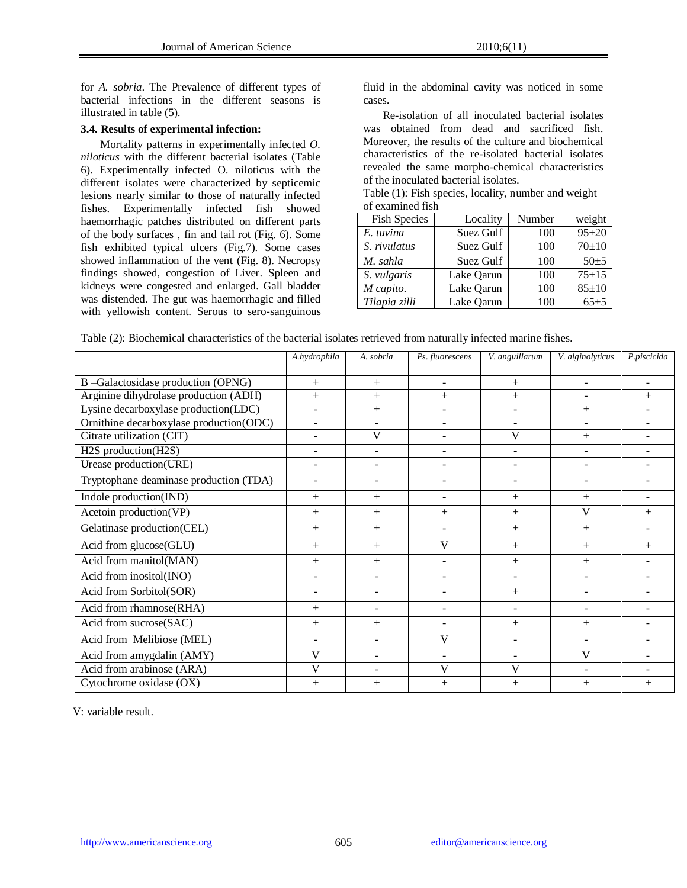for *A. sobria*. The Prevalence of different types of bacterial infections in the different seasons is illustrated in table (5).

**3.4. Results of experimental infection:**

Mortality patterns in experimentally infected *O. niloticus* with the different bacterial isolates (Table 6). Experimentally infected O. niloticus with the different isolates were characterized by septicemic lesions nearly similar to those of naturally infected fishes. Experimentally infected fish showed haemorrhagic patches distributed on different parts of the body surfaces , fin and tail rot (Fig. 6). Some fish exhibited typical ulcers (Fig.7). Some cases showed inflammation of the vent (Fig. 8). Necropsy findings showed, congestion of Liver. Spleen and kidneys were congested and enlarged. Gall bladder was distended. The gut was haemorrhagic and filled with yellowish content. Serous to sero-sanguinous fluid in the abdominal cavity was noticed in some cases.

Re-isolation of all inoculated bacterial isolates was obtained from dead and sacrificed fish. Moreover, the results of the culture and biochemical characteristics of the re-isolated bacterial isolates revealed the same morpho-chemical characteristics of the inoculated bacterial isolates.

Table (1): Fish species, locality, number and weight of examined fish

| Fish Species | Locality | Number | weight |
|---|---|---|---|
| *E. tuvina* | Suez Gulf | 100 | 95±20 |
| *S. rivulatus* | Suez Gulf | 100 | 70±10 |
| *M. sahla* | Suez Gulf | 100 | 50±5 |
| *S. vulgaris* | Lake Qarun | 100 | 75±15 |
| *M capito.* | Lake Qarun | 100 | 85±10 |
| *Tilapia zilli* | Lake Qarun | 100 | 65±5 |

Table (2): Biochemical characteristics of the bacterial isolates retrieved from naturally infected marine fishes.

| | *A.hydrophila* | *A. sobria* | *Ps. fluorescens* | *V. anguillarum* | *V. alginolyticus* | *P.piscicida* |
|---|---|---|---|---|---|---|
| B –Galactosidase production (OPNG) | + | + | - | + | - | - |
| Arginine dihydrolase production (ADH) | + | + | + | + | - | + |
| Lysine decarboxylase production(LDC) | - | + | - | - | + | - |
| Ornithine decarboxylase production(ODC) | - | - | - | - | - | - |
| Citrate utilization (CIT) | - | V | - | V | + | - |
| H2S production(H2S) | - | - | - | - | - | - |
| Urease production(URE) | - | - | - | - | - | - |
| Tryptophane deaminase production (TDA) | - | - | - | - | - | - |
| Indole production(IND) | + | + | - | + | + | - |
| Acetoin production(VP) | + | + | + | + | V | + |
| Gelatinase production(CEL) | + | + | - | + | + | - |
| Acid from glucose(GLU) | + | + | V | + | + | + |
| Acid from manitol(MAN) | + | + | - | + | + | - |
| Acid from inositol(INO) | - | - | - | - | - | - |
| Acid from Sorbitol(SOR) | - | - | - | + | - | - |
| Acid from rhamnose(RHA) | + | - | - | - | - | - |
| Acid from sucrose(SAC) | + | + | - | + | + | - |
| Acid from Melibiose (MEL) | - | - | V | - | - | - |
| Acid from amygdalin (AMY) | V | - | - | - | V | - |
| Acid from arabinose (ARA) | V | - | V | V | - | - |
| Cytochrome oxidase (OX) | + | + | + | + | + | + |

V: variable result.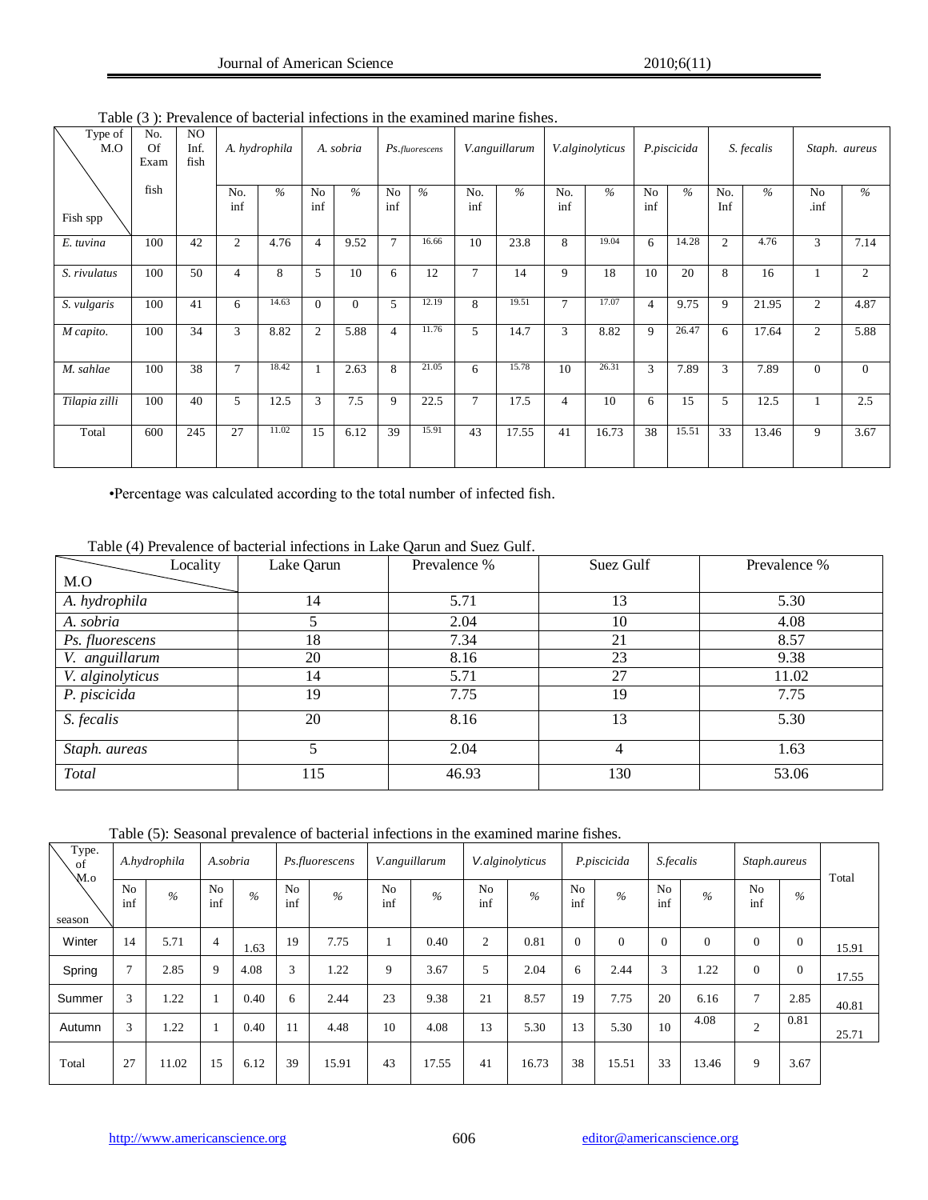Table (3 ): Prevalence of bacterial infections in the examined marine fishes.

| Type of M.O / Fish spp | No. Of Exam fish | NO Inf. fish | *A. hydrophila* | | *A. sobria* | | *Ps.fluorescens* | | *V.anguillarum* | | *V.alginolyticus* | | *P.piscicida* | | *S. fecalis* | | *Staph. aureus* | |
|---|---|---|---|---|---|---|---|---|---|---|---|---|---|---|---|---|---|---|
| | | | No. inf | % | No inf | % | No inf | % | No. inf | % | No. inf | % | No inf | % | No. Inf | % | No .inf | % |
| *E. tuvina* | 100 | 42 | 2 | 4.76 | 4 | 9.52 | 7 | 16.66 | 10 | 23.8 | 8 | 19.04 | 6 | 14.28 | 2 | 4.76 | 3 | 7.14 |
| *S. rivulatus* | 100 | 50 | 4 | 8 | 5 | 10 | 6 | 12 | 7 | 14 | 9 | 18 | 10 | 20 | 8 | 16 | 1 | 2 |
| *S. vulgaris* | 100 | 41 | 6 | 14.63 | 0 | 0 | 5 | 12.19 | 8 | 19.51 | 7 | 17.07 | 4 | 9.75 | 9 | 21.95 | 2 | 4.87 |
| *M capito.* | 100 | 34 | 3 | 8.82 | 2 | 5.88 | 4 | 11.76 | 5 | 14.7 | 3 | 8.82 | 9 | 26.47 | 6 | 17.64 | 2 | 5.88 |
| *M. sahlae* | 100 | 38 | 7 | 18.42 | 1 | 2.63 | 8 | 21.05 | 6 | 15.78 | 10 | 26.31 | 3 | 7.89 | 3 | 7.89 | 0 | 0 |
| *Tilapia zilli* | 100 | 40 | 5 | 12.5 | 3 | 7.5 | 9 | 22.5 | 7 | 17.5 | 4 | 10 | 6 | 15 | 5 | 12.5 | 1 | 2.5 |
| Total | 600 | 245 | 27 | 11.02 | 15 | 6.12 | 39 | 15.91 | 43 | 17.55 | 41 | 16.73 | 38 | 15.51 | 33 | 13.46 | 9 | 3.67 |

•Percentage was calculated according to the total number of infected fish.

Table (4) Prevalence of bacterial infections in Lake Qarun and Suez Gulf.

| M.O / Locality | Lake Qarun | Prevalence % | Suez Gulf | Prevalence % |
|---|---|---|---|---|
| *A. hydrophila* | 14 | 5.71 | 13 | 5.30 |
| *A. sobria* | 5 | 2.04 | 10 | 4.08 |
| *Ps. fluorescens* | 18 | 7.34 | 21 | 8.57 |
| *V. anguillarum* | 20 | 8.16 | 23 | 9.38 |
| *V. alginolyticus* | 14 | 5.71 | 27 | 11.02 |
| *P. piscicida* | 19 | 7.75 | 19 | 7.75 |
| *S. fecalis* | 20 | 8.16 | 13 | 5.30 |
| *Staph. aureas* | 5 | 2.04 | 4 | 1.63 |
| *Total* | 115 | 46.93 | 130 | 53.06 |

Table (5): Seasonal prevalence of bacterial infections in the examined marine fishes.

| Type. of M.o / season | *A.hydrophila* | | *A.sobria* | | *Ps.fluorescens* | | *V.anguillarum* | | *V.alginolyticus* | | *P.piscicida* | | *S.fecalis* | | *Staph.aureus* | | Total |
|---|---|---|---|---|---|---|---|---|---|---|---|---|---|---|---|---|---|
| | No inf | % | No inf | % | No inf | % | No inf | % | No inf | % | No inf | % | No inf | % | No inf | % | |
| Winter | 14 | 5.71 | 4 | 1.63 | 19 | 7.75 | 1 | 0.40 | 2 | 0.81 | 0 | 0 | 0 | 0 | 0 | 0 | 15.91 |
| Spring | 7 | 2.85 | 9 | 4.08 | 3 | 1.22 | 9 | 3.67 | 5 | 2.04 | 6 | 2.44 | 3 | 1.22 | 0 | 0 | 17.55 |
| Summer | 3 | 1.22 | 1 | 0.40 | 6 | 2.44 | 23 | 9.38 | 21 | 8.57 | 19 | 7.75 | 20 | 6.16 | 7 | 2.85 | 40.81 |
| Autumn | 3 | 1.22 | 1 | 0.40 | 11 | 4.48 | 10 | 4.08 | 13 | 5.30 | 13 | 5.30 | 10 | 4.08 | 2 | 0.81 | 25.71 |
| Total | 27 | 11.02 | 15 | 6.12 | 39 | 15.91 | 43 | 17.55 | 41 | 16.73 | 38 | 15.51 | 33 | 13.46 | 9 | 3.67 | |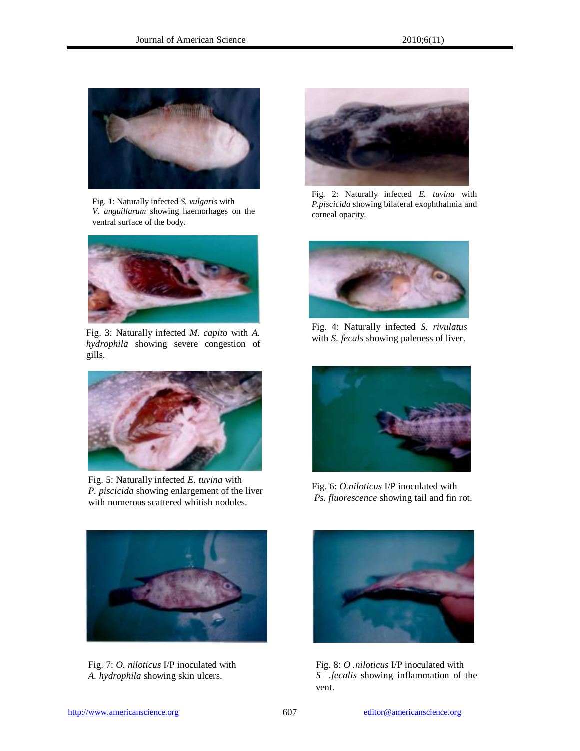Fig. 1: Naturally infected *S. vulgaris* with *V. anguillarum* showing haemorhages on the ventral surface of the body.

Fig. 2: Naturally infected *E. tuvina* with *P.piscicida* showing bilateral exophthalmia and corneal opacity.

Fig. 3: Naturally infected *M. capito* with *A. hydrophila* showing severe congestion of gills.

Fig. 4: Naturally infected *S. rivulatus* with *S. fecals* showing paleness of liver.

Fig. 5: Naturally infected *E. tuvina* with *P. piscicida* showing enlargement of the liver with numerous scattered whitish nodules.

Fig. 6: *O.niloticus* I/P inoculated with *Ps. fluorescence* showing tail and fin rot.

Fig. 7: *O. niloticus* I/P inoculated with *A. hydrophila* showing skin ulcers.

Fig. 8: *O .niloticus* I/P inoculated with *S .fecalis* showing inflammation of the vent.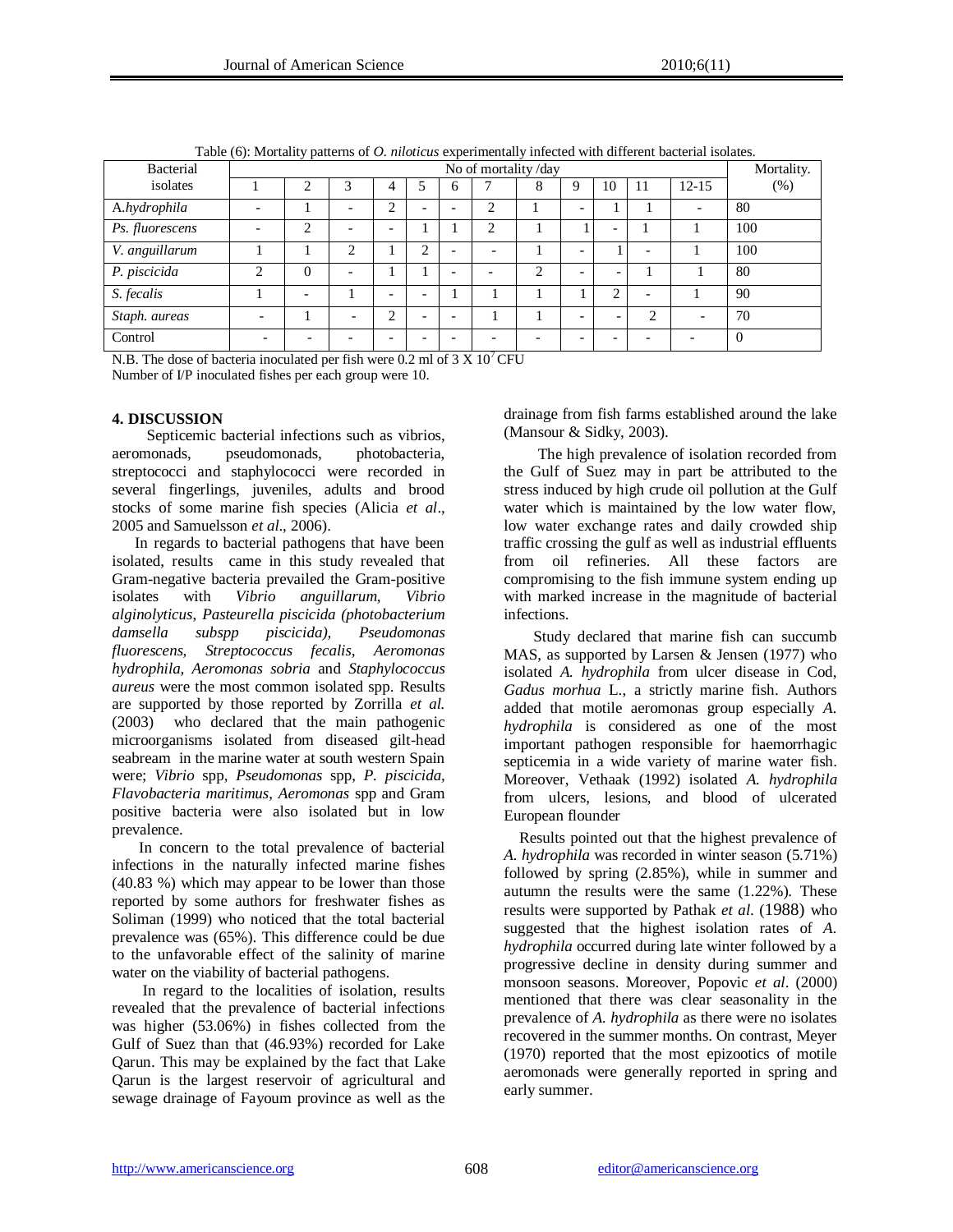Table (6): Mortality patterns of *O. niloticus* experimentally infected with different bacterial isolates.

| Bacterial isolates | No of mortality /day | | | | | | | | | | | | Mortality. (%) |
|---|---|---|---|---|---|---|---|---|---|---|---|---|---|
| | 1 | 2 | 3 | 4 | 5 | 6 | 7 | 8 | 9 | 10 | 11 | 12-15 | |
| *A.hydrophila* | - | 1 | - | 2 | - | - | 2 | 1 | - | 1 | 1 | - | 80 |
| *Ps. fluorescens* | - | 2 | - | - | 1 | 1 | 2 | 1 | 1 | - | 1 | 1 | 100 |
| *V. anguillarum* | 1 | 1 | 2 | 1 | 2 | - | - | 1 | - | 1 | - | 1 | 100 |
| *P. piscicida* | 2 | 0 | - | 1 | 1 | - | - | 2 | - | - | 1 | 1 | 80 |
| *S. fecalis* | 1 | - | 1 | - | - | 1 | 1 | 1 | 1 | 2 | - | 1 | 90 |
| *Staph. aureas* | - | 1 | - | 2 | - | - | 1 | 1 | - | - | 2 | - | 70 |
| Control | - | - | - | - | - | - | - | - | - | - | - | - | 0 |

N.B. The dose of bacteria inoculated per fish were 0.2 ml of $3 \times 10^7$ CFU

Number of I/P inoculated fishes per each group were 10.

## 4. DISCUSSION

Septicemic bacterial infections such as vibrios, aeromonads, pseudomonads, photobacteria, streptococci and staphylococci were recorded in several fingerlings, juveniles, adults and brood stocks of some marine fish species (Alicia *et al*., 2005 and Samuelsson *et al*., 2006).

In regards to bacterial pathogens that have been isolated, results came in this study revealed that Gram-negative bacteria prevailed the Gram-positive isolates with *Vibrio anguillarum*, *Vibrio alginolyticus*, *Pasteurella piscicida (photobacterium damsella subspp piscicida)*, *Pseudomonas fluorescens*, *Streptococcus fecalis*, *Aeromonas hydrophila*, *Aeromonas sobria* and *Staphylococcus aureus* were the most common isolated spp. Results are supported by those reported by Zorrilla *et al.* (2003) who declared that the main pathogenic microorganisms isolated from diseased gilt-head seabream in the marine water at south western Spain were; *Vibrio* spp, *Pseudomonas* spp, *P. piscicida*, *Flavobacteria maritimus*, *Aeromonas* spp and Gram positive bacteria were also isolated but in low prevalence.

In concern to the total prevalence of bacterial infections in the naturally infected marine fishes (40.83 %) which may appear to be lower than those reported by some authors for freshwater fishes as Soliman (1999) who noticed that the total bacterial prevalence was (65%). This difference could be due to the unfavorable effect of the salinity of marine water on the viability of bacterial pathogens.

In regard to the localities of isolation, results revealed that the prevalence of bacterial infections was higher (53.06%) in fishes collected from the Gulf of Suez than that (46.93%) recorded for Lake Qarun. This may be explained by the fact that Lake Qarun is the largest reservoir of agricultural and sewage drainage of Fayoum province as well as the drainage from fish farms established around the lake (Mansour & Sidky, 2003).

The high prevalence of isolation recorded from the Gulf of Suez may in part be attributed to the stress induced by high crude oil pollution at the Gulf water which is maintained by the low water flow, low water exchange rates and daily crowded ship traffic crossing the gulf as well as industrial effluents from oil refineries. All these factors are compromising to the fish immune system ending up with marked increase in the magnitude of bacterial infections.

Study declared that marine fish can succumb MAS, as supported by Larsen & Jensen (1977) who isolated *A. hydrophila* from ulcer disease in Cod, *Gadus morhua* L., a strictly marine fish. Authors added that motile aeromonas group especially *A. hydrophila* is considered as one of the most important pathogen responsible for haemorrhagic septicemia in a wide variety of marine water fish. Moreover, Vethaak (1992) isolated *A. hydrophila* from ulcers, lesions, and blood of ulcerated European flounder

Results pointed out that the highest prevalence of *A. hydrophila* was recorded in winter season (5.71%) followed by spring (2.85%), while in summer and autumn the results were the same (1.22%). These results were supported by Pathak *et al.* (1988) who suggested that the highest isolation rates of *A. hydrophila* occurred during late winter followed by a progressive decline in density during summer and monsoon seasons. Moreover, Popovic *et al*. (2000) mentioned that there was clear seasonality in the prevalence of *A. hydrophila* as there were no isolates recovered in the summer months. On contrast, Meyer (1970) reported that the most epizootics of motile aeromonads were generally reported in spring and early summer.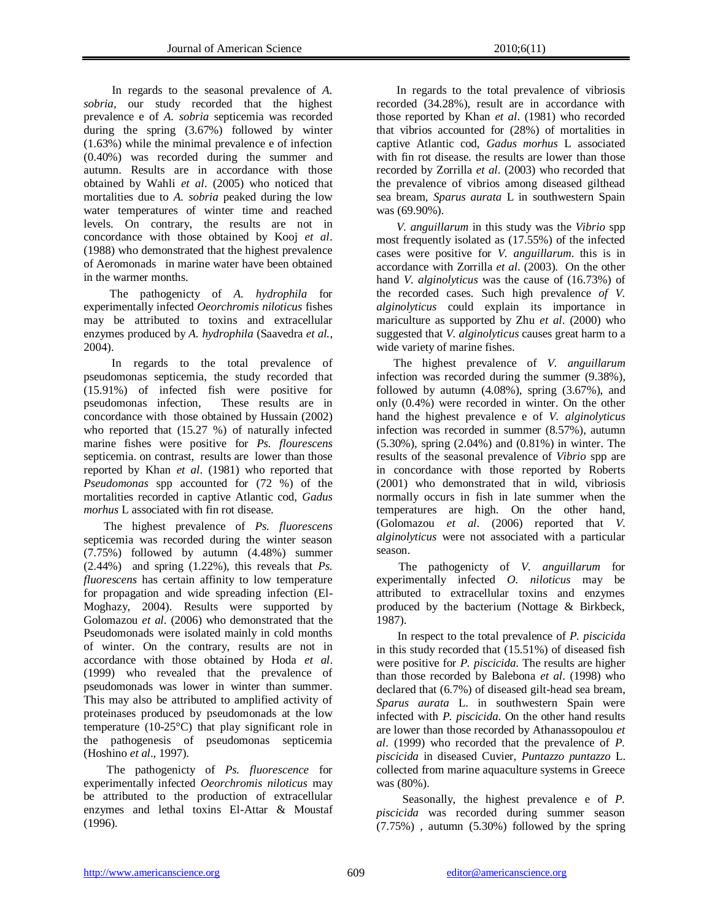In regards to the seasonal prevalence of *A. sobria*, our study recorded that the highest prevalence e of *A. sobria* septicemia was recorded during the spring (3.67%) followed by winter (1.63%) while the minimal prevalence e of infection (0.40%) was recorded during the summer and autumn. Results are in accordance with those obtained by Wahli *et al*. (2005) who noticed that mortalities due to *A. sobria* peaked during the low water temperatures of winter time and reached levels. On contrary, the results are not in concordance with those obtained by Kooj *et al*. (1988) who demonstrated that the highest prevalence of Aeromonads in marine water have been obtained in the warmer months.

The pathogenicty of *A. hydrophila* for experimentally infected *Oeorchromis niloticus* fishes may be attributed to toxins and extracellular enzymes produced by *A. hydrophila* (Saavedra *et al.*, 2004).

In regards to the total prevalence of pseudomonas septicemia, the study recorded that (15.91%) of infected fish were positive for pseudomonas infection, These results are in concordance with those obtained by Hussain (2002) who reported that (15.27 %) of naturally infected marine fishes were positive for *Ps. flourescens* septicemia. on contrast, results are lower than those reported by Khan *et al*. (1981) who reported that *Pseudomonas* spp accounted for (72 %) of the mortalities recorded in captive Atlantic cod, *Gadus morhus* L associated with fin rot disease.

The highest prevalence of *Ps. fluorescens* septicemia was recorded during the winter season (7.75%) followed by autumn (4.48%) summer (2.44%) and spring (1.22%), this reveals that *Ps. fluorescens* has certain affinity to low temperature for propagation and wide spreading infection (El-Moghazy, 2004). Results were supported by Golomazou *et al*. (2006) who demonstrated that the Pseudomonads were isolated mainly in cold months of winter. On the contrary, results are not in accordance with those obtained by Hoda *et al*. (1999) who revealed that the prevalence of pseudomonads was lower in winter than summer. This may also be attributed to amplified activity of proteinases produced by pseudomonads at the low temperature (10-25°C) that play significant role in the pathogenesis of pseudomonas septicemia (Hoshino *et al*., 1997).

The pathogenicty of *Ps. fluorescence* for experimentally infected *Oeorchromis niloticus* may be attributed to the production of extracellular enzymes and lethal toxins El-Attar & Moustaf (1996).

In regards to the total prevalence of vibriosis recorded (34.28%), result are in accordance with those reported by Khan *et al*. (1981) who recorded that vibrios accounted for (28%) of mortalities in captive Atlantic cod, *Gadus morhus* L associated with fin rot disease. the results are lower than those recorded by Zorrilla *et al*. (2003) who recorded that the prevalence of vibrios among diseased gilthead sea bream, *Sparus aurata* L in southwestern Spain was (69.90%).

*V. anguillarum* in this study was the *Vibrio* spp most frequently isolated as (17.55%) of the infected cases were positive for *V. anguillarum*. this is in accordance with Zorrilla *et al*. (2003). On the other hand *V. alginolyticus* was the cause of (16.73%) of the recorded cases. Such high prevalence *of V. alginolyticus* could explain its importance in mariculture as supported by Zhu *et al*. (2000) who suggested that *V. alginolyticus* causes great harm to a wide variety of marine fishes.

The highest prevalence of *V. anguillarum* infection was recorded during the summer (9.38%), followed by autumn (4.08%), spring (3.67%), and only (0.4%) were recorded in winter. On the other hand the highest prevalence e of *V. alginolyticus* infection was recorded in summer (8.57%), autumn (5.30%), spring (2.04%) and (0.81%) in winter. The results of the seasonal prevalence of *Vibrio* spp are in concordance with those reported by Roberts (2001) who demonstrated that in wild, vibriosis normally occurs in fish in late summer when the temperatures are high. On the other hand, (Golomazou *et al*. (2006) reported that *V. alginolyticus* were not associated with a particular season.

The pathogenicty of *V. anguillarum* for experimentally infected *O. niloticus* may be attributed to extracellular toxins and enzymes produced by the bacterium (Nottage & Birkbeck, 1987).

In respect to the total prevalence of *P. piscicida* in this study recorded that (15.51%) of diseased fish were positive for *P. piscicida*. The results are higher than those recorded by Balebona *et al*. (1998) who declared that (6.7%) of diseased gilt-head sea bream, *Sparus aurata* L. in southwestern Spain were infected with *P. piscicida*. On the other hand results are lower than those recorded by Athanassopoulou *et al*. (1999) who recorded that the prevalence of *P. piscicida* in diseased Cuvier, *Puntazzo puntazzo* L. collected from marine aquaculture systems in Greece was (80%).

Seasonally, the highest prevalence e of *P. piscicida* was recorded during summer season (7.75%) , autumn (5.30%) followed by the spring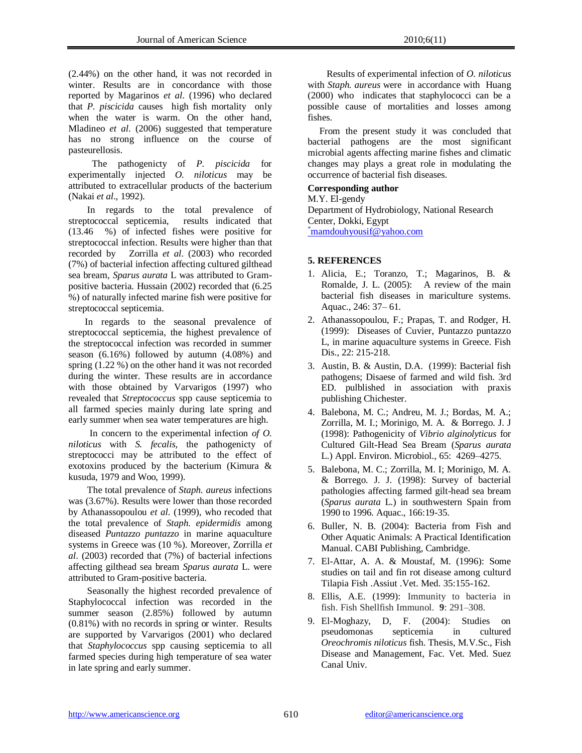(2.44%) on the other hand, it was not recorded in winter. Results are in concordance with those reported by Magarinos *et al*. (1996) who declared that *P. piscicida* causes high fish mortality only when the water is warm. On the other hand, Mladineo *et al*. (2006) suggested that temperature has no strong influence on the course of pasteurellosis.

The pathogenicty of *P. piscicida* for experimentally injected *O. niloticus* may be attributed to extracellular products of the bacterium (Nakai *et al*., 1992).

In regards to the total prevalence of streptococcal septicemia, results indicated that (13.46 %) of infected fishes were positive for streptococcal infection. Results were higher than that recorded by Zorrilla *et al*. (2003) who recorded (7%) of bacterial infection affecting cultured gilthead sea bream, *Sparus aurata* L was attributed to Gram-positive bacteria. Hussain (2002) recorded that (6.25 %) of naturally infected marine fish were positive for streptococcal septicemia.

In regards to the seasonal prevalence of streptococcal septicemia, the highest prevalence of the streptococcal infection was recorded in summer season (6.16%) followed by autumn (4.08%) and spring (1.22 %) on the other hand it was not recorded during the winter. These results are in accordance with those obtained by Varvarigos (1997) who revealed that *Streptococcus* spp cause septicemia to all farmed species mainly during late spring and early summer when sea water temperatures are high.

In concern to the experimental infection *of O. niloticus* with *S. fecalis*, the pathogenicty of streptococci may be attributed to the effect of exotoxins produced by the bacterium (Kimura & kusuda, 1979 and Woo, 1999).

The total prevalence of *Staph. aureus* infections was (3.67%). Results were lower than those recorded by Athanassopoulou *et al*. (1999), who recoded that the total prevalence of *Staph. epidermidis* among diseased *Puntazzo puntazzo* in marine aquaculture systems in Greece was (10 %). Moreover, Zorrilla *et al*. (2003) recorded that (7%) of bacterial infections affecting gilthead sea bream *Sparus aurata* L. were attributed to Gram-positive bacteria.

Seasonally the highest recorded prevalence of Staphylococcal infection was recorded in the summer season (2.85%) followed by autumn (0.81%) with no records in spring or winter. Results are supported by Varvarigos (2001) who declared that *Staphylococcus* spp causing septicemia to all farmed species during high temperature of sea water in late spring and early summer.

Results of experimental infection of *O. niloticus* with *Staph. aureus* were in accordance with Huang (2000) who indicates that staphylococci can be a possible cause of mortalities and losses among fishes.

From the present study it was concluded that bacterial pathogens are the most significant microbial agents affecting marine fishes and climatic changes may plays a great role in modulating the occurrence of bacterial fish diseases.

**Corresponding author**

M.Y. El-gendy

Department of Hydrobiology, National Research Center, Dokki, Egypt

*mamdouhyousif@yahoo.com

## 5. REFERENCES

1. Alicia, E.; Toranzo, T.; Magarinos, B. & Romalde, J. L. (2005): A review of the main bacterial fish diseases in mariculture systems. Aquac., 246: 37– 61.
2. Athanassopoulou, F.; Prapas, T. and Rodger, H. (1999): Diseases of Cuvier, Puntazzo puntazzo L, in marine aquaculture systems in Greece. Fish Dis., 22: 215-218.
3. Austin, B. & Austin, D.A. (1999): Bacterial fish pathogens; Disaese of farmed and wild fish. 3rd ED. pulblished in association with praxis publishing Chichester.
4. Balebona, M. C.; Andreu, M. J.; Bordas, M. A.; Zorrilla, M. I.; Morinigo, M. A. & Borrego. J. J (1998): Pathogenicity of *Vibrio alginolyticus* for Cultured Gilt-Head Sea Bream (*Sparus aurata* L.) Appl. Environ. Microbiol., 65: 4269–4275.
5. Balebona, M. C.; Zorrilla, M. I; Morinigo, M. A. & Borrego. J. J. (1998): Survey of bacterial pathologies affecting farmed gilt-head sea bream (*Sparus aurata* L.) in southwestern Spain from 1990 to 1996. Aquac., 166:19-35.
6. Buller, N. B. (2004): Bacteria from Fish and Other Aquatic Animals: A Practical Identification Manual. CABI Publishing, Cambridge.
7. El-Attar, A. A. & Moustaf, M. (1996): Some studies on tail and fin rot disease among culturd Tilapia Fish .Assiut .Vet. Med. 35:155-162.
8. Ellis, A.E. (1999): Immunity to bacteria in fish. Fish Shellfish Immunol. **9**: 291–308.
9. El-Moghazy, D, F. (2004): Studies on pseudomonas septicemia in cultured *Oreochromis niloticus* fish. Thesis, M.V.Sc., Fish Disease and Management, Fac. Vet. Med. Suez Canal Univ.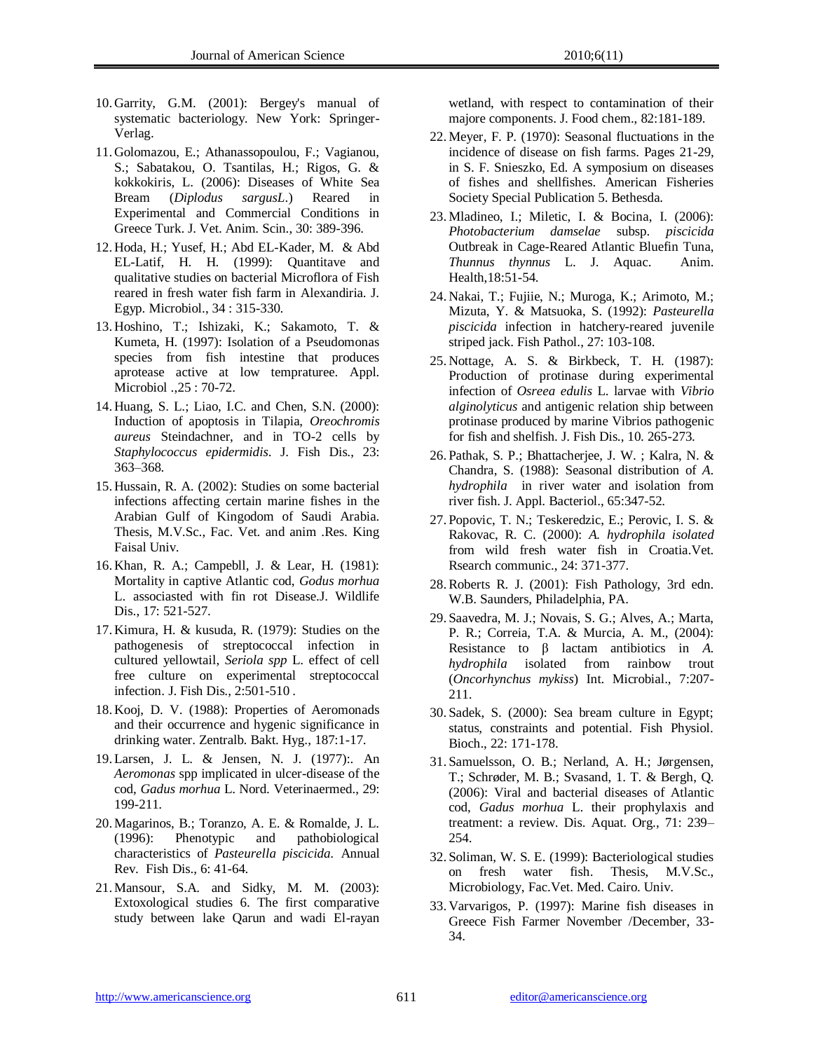10. Garrity, G.M. (2001): Bergey's manual of systematic bacteriology. New York: Springer-Verlag.
11. Golomazou, E.; Athanassopoulou, F.; Vagianou, S.; Sabatakou, O. Tsantilas, H.; Rigos, G. & kokkokiris, L. (2006): Diseases of White Sea Bream (*Diplodus sargusL*.) Reared in Experimental and Commercial Conditions in Greece Turk. J. Vet. Anim. Scin., 30: 389-396.
12. Hoda, H.; Yusef, H.; Abd EL-Kader, M. & Abd EL-Latif, H. H. (1999): Quantitave and qualitative studies on bacterial Microflora of Fish reared in fresh water fish farm in Alexandiria. J. Egyp. Microbiol., 34 : 315-330.
13. Hoshino, T.; Ishizaki, K.; Sakamoto, T. & Kumeta, H. (1997): Isolation of a Pseudomonas species from fish intestine that produces aprotease active at low tempraturee. Appl. Microbiol .,25 : 70-72.
14. Huang, S. L.; Liao, I.C. and Chen, S.N. (2000): Induction of apoptosis in Tilapia, *Oreochromis aureus* Steindachner, and in TO-2 cells by *Staphylococcus epidermidis*. J. Fish Dis., 23: 363–368.
15. Hussain, R. A. (2002): Studies on some bacterial infections affecting certain marine fishes in the Arabian Gulf of Kingodom of Saudi Arabia. Thesis, M.V.Sc., Fac. Vet. and anim .Res. King Faisal Univ.
16. Khan, R. A.; Campebll, J. & Lear, H. (1981): Mortality in captive Atlantic cod, *Godus morhua* L. associasted with fin rot Disease.J. Wildlife Dis., 17: 521-527.
17. Kimura, H. & kusuda, R. (1979): Studies on the pathogenesis of streptococcal infection in cultured yellowtail, *Seriola spp* L. effect of cell free culture on experimental streptococcal infection. J. Fish Dis., 2:501-510 .
18. Kooj, D. V. (1988): Properties of Aeromonads and their occurrence and hygenic significance in drinking water. Zentralb. Bakt. Hyg., 187:1-17.
19. Larsen, J. L. & Jensen, N. J. (1977):. An *Aeromonas* spp implicated in ulcer-disease of the cod, *Gadus morhua* L. Nord. Veterinaermed., 29: 199-211.
20. Magarinos, B.; Toranzo, A. E. & Romalde, J. L. (1996): Phenotypic and pathobiological characteristics of *Pasteurella piscicida*. Annual Rev. Fish Dis., 6: 41-64.
21. Mansour, S.A. and Sidky, M. M. (2003): Extoxological studies 6. The first comparative study between lake Qarun and wadi El-rayan wetland, with respect to contamination of their majore components. J. Food chem., 82:181-189.
22. Meyer, F. P. (1970): Seasonal fluctuations in the incidence of disease on fish farms. Pages 21-29, in S. F. Snieszko, Ed. A symposium on diseases of fishes and shellfishes. American Fisheries Society Special Publication 5. Bethesda.
23. Mladineo, I.; Miletic, I. & Bocina, I. (2006): *Photobacterium damselae* subsp. *piscicida* Outbreak in Cage-Reared Atlantic Bluefin Tuna, *Thunnus thynnus* L. J. Aquac. Anim. Health,18:51-54.
24. Nakai, T.; Fujiie, N.; Muroga, K.; Arimoto, M.; Mizuta, Y. & Matsuoka, S. (1992): *Pasteurella piscicida* infection in hatchery-reared juvenile striped jack. Fish Pathol., 27: 103-108.
25. Nottage, A. S. & Birkbeck, T. H. (1987): Production of protinase during experimental infection of *Osreea edulis* L. larvae with *Vibrio alginolyticus* and antigenic relation ship between protinase produced by marine Vibrios pathogenic for fish and shelfish. J. Fish Dis., 10. 265-273.
26. Pathak, S. P.; Bhattacherjee, J. W. ; Kalra, N. & Chandra, S. (1988): Seasonal distribution of *A. hydrophila* in river water and isolation from river fish. J. Appl. Bacteriol., 65:347-52.
27. Popovic, T. N.; Teskeredzic, E.; Perovic, I. S. & Rakovac, R. C. (2000): *A. hydrophila isolated* from wild fresh water fish in Croatia.Vet. Rsearch communic., 24: 371-377.
28. Roberts R. J. (2001): Fish Pathology, 3rd edn. W.B. Saunders, Philadelphia, PA.
29. Saavedra, M. J.; Novais, S. G.; Alves, A.; Marta, P. R.; Correia, T.A. & Murcia, A. M., (2004): Resistance to β lactam antibiotics in *A. hydrophila* isolated from rainbow trout (*Oncorhynchus mykiss*) Int. Microbial., 7:207-211.
30. Sadek, S. (2000): Sea bream culture in Egypt; status, constraints and potential. Fish Physiol. Bioch., 22: 171-178.
31. Samuelsson, O. B.; Nerland, A. H.; Jørgensen, T.; Schrøder, M. B.; Svasand, 1. T. & Bergh, Q. (2006): Viral and bacterial diseases of Atlantic cod, *Gadus morhua* L. their prophylaxis and treatment: a review. Dis. Aquat. Org., 71: 239–254.
32. Soliman, W. S. E. (1999): Bacteriological studies on fresh water fish. Thesis, M.V.Sc., Microbiology, Fac.Vet. Med. Cairo. Univ.
33. Varvarigos, P. (1997): Marine fish diseases in Greece Fish Farmer November /December, 33-34.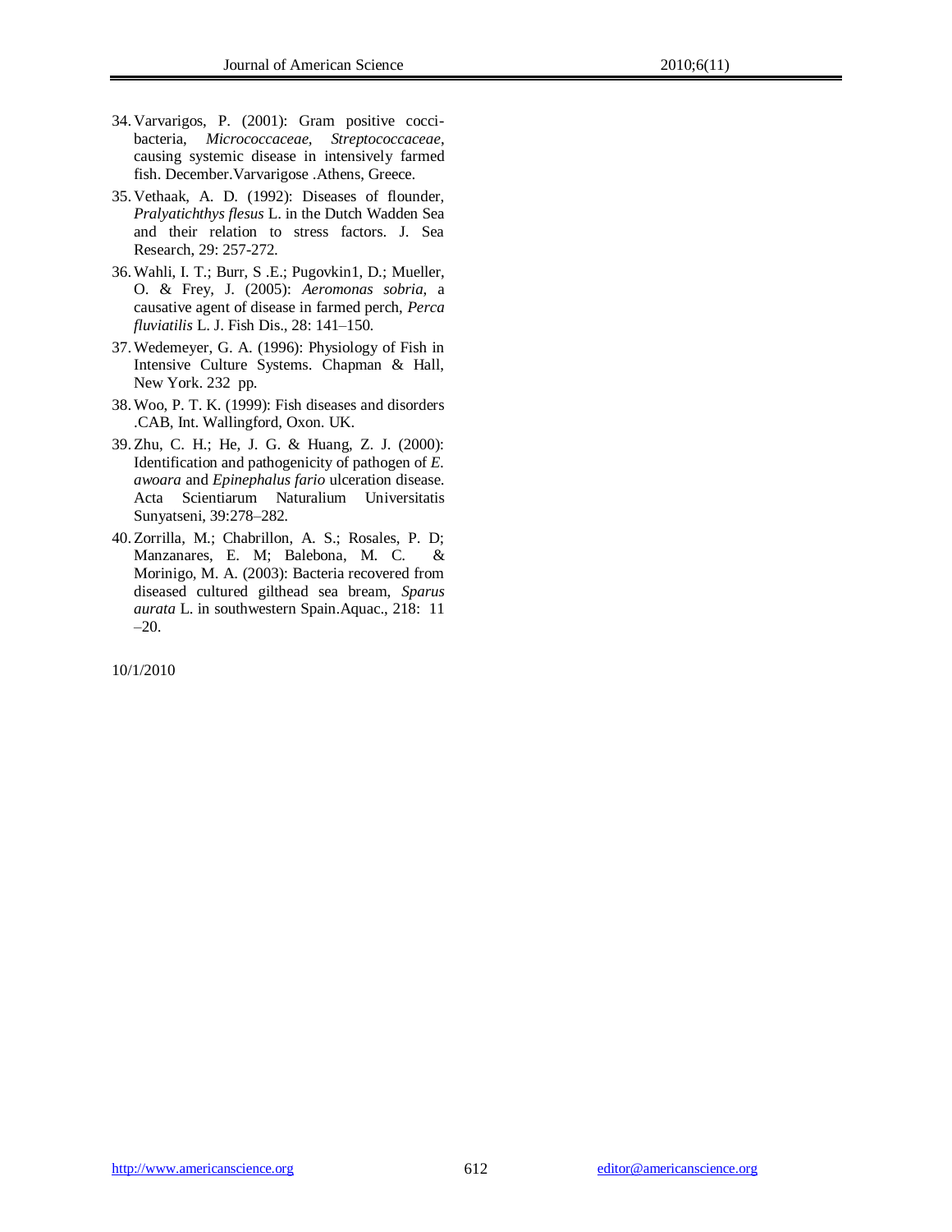34. Varvarigos, P. (2001): Gram positive cocci-bacteria, *Micrococcaceae*, *Streptococcaceae*, causing systemic disease in intensively farmed fish. December.Varvarigose .Athens, Greece.

35. Vethaak, A. D. (1992): Diseases of flounder, *Pralyatichthys flesus* L. in the Dutch Wadden Sea and their relation to stress factors. J. Sea Research, 29: 257-272.

36. Wahli, I. T.; Burr, S .E.; Pugovkin1, D.; Mueller, O. & Frey, J. (2005): *Aeromonas sobria*, a causative agent of disease in farmed perch, *Perca fluviatilis* L. J. Fish Dis., 28: 141–150.

37. Wedemeyer, G. A. (1996): Physiology of Fish in Intensive Culture Systems. Chapman & Hall, New York. 232 pp.

38. Woo, P. T. K. (1999): Fish diseases and disorders .CAB, Int. Wallingford, Oxon. UK.

39. Zhu, C. H.; He, J. G. & Huang, Z. J. (2000): Identification and pathogenicity of pathogen of *E. awoara* and *Epinephalus fario* ulceration disease. Acta Scientiarum Naturalium Universitatis Sunyatseni, 39:278–282.

40. Zorrilla, M.; Chabrillon, A. S.; Rosales, P. D; Manzanares, E. M; Balebona, M. C. & Morinigo, M. A. (2003): Bacteria recovered from diseased cultured gilthead sea bream, *Sparus aurata* L. in southwestern Spain.Aquac., 218: 11 –20.

10/1/2010